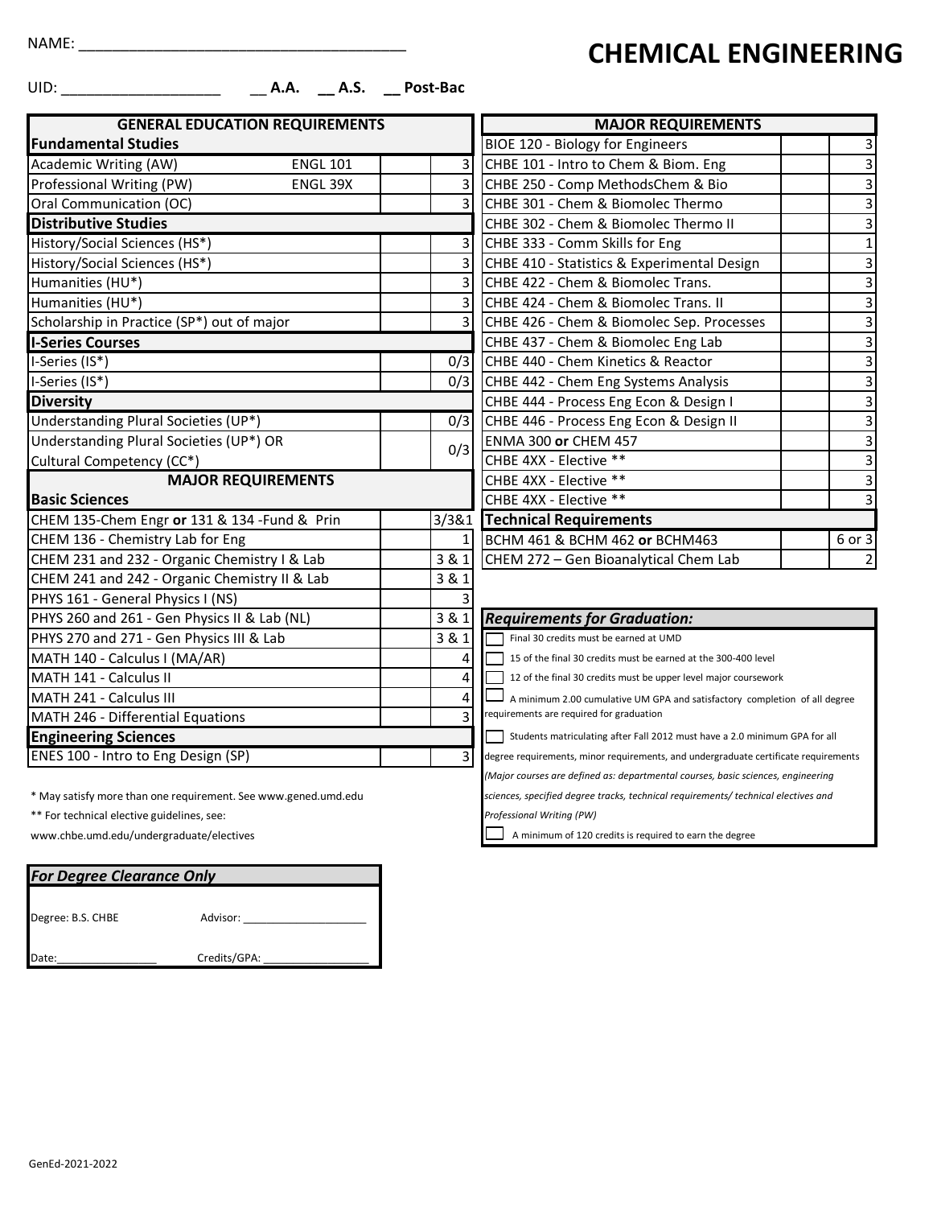NAME: ______________________________________

# CHEMICAL ENGINEERING

UID: ___________________ __ **A.A.** __ **A.S.** __ **Post-Bac**

| GENERAL EDUCATION REQUIREMENTS | | | |
|---|---|---|---|
| **Fundamental Studies** | | | |
| Academic Writing (AW) | ENGL 101 | | 3 |
| Professional Writing (PW) | ENGL 39X | | 3 |
| Oral Communication (OC) | | | 3 |
| **Distributive Studies** | | | |
| History/Social Sciences (HS*) | | | 3 |
| History/Social Sciences (HS*) | | | 3 |
| Humanities (HU*) | | | 3 |
| Humanities (HU*) | | | 3 |
| Scholarship in Practice (SP*) out of major | | | 3 |
| **I-Series Courses** | | | |
| I-Series (IS*) | | | 0/3 |
| I-Series (IS*) | | | 0/3 |
| **Diversity** | | | |
| Understanding Plural Societies (UP*) | | | 0/3 |
| Understanding Plural Societies (UP*) OR Cultural Competency (CC*) | | | 0/3 |
| **MAJOR REQUIREMENTS** | | | |
| **Basic Sciences** | | | |
| CHEM 135-Chem Engr **or** 131 & 134 -Fund & Prin | | | 3/3&1 |
| CHEM 136 - Chemistry Lab for Eng | | | 1 |
| CHEM 231 and 232 - Organic Chemistry I & Lab | | | 3 & 1 |
| CHEM 241 and 242 - Organic Chemistry II & Lab | | | 3 & 1 |
| PHYS 161 - General Physics I (NS) | | | 3 |
| PHYS 260 and 261 - Gen Physics II & Lab (NL) | | | 3 & 1 |
| PHYS 270 and 271 - Gen Physics III & Lab | | | 3 & 1 |
| MATH 140 - Calculus I (MA/AR) | | | 4 |
| MATH 141 - Calculus II | | | 4 |
| MATH 241 - Calculus III | | | 4 |
| MATH 246 - Differential Equations | | | 3 |
| **Engineering Sciences** | | | |
| ENES 100 - Intro to Eng Design (SP) | | | 3 |

\* May satisfy more than one requirement. See www.gened.umd.edu

\*\* For technical elective guidelines, see:
www.chbe.umd.edu/undergraduate/electives

| MAJOR REQUIREMENTS | | |
|---|---|---|
| BIOE 120 - Biology for Engineers | | 3 |
| CHBE 101 - Intro to Chem & Biom. Eng | | 3 |
| CHBE 250 - Comp MethodsChem & Bio | | 3 |
| CHBE 301 - Chem & Biomolec Thermo | | 3 |
| CHBE 302 - Chem & Biomolec Thermo II | | 3 |
| CHBE 333 - Comm Skills for Eng | | 1 |
| CHBE 410 - Statistics & Experimental Design | | 3 |
| CHBE 422 - Chem & Biomolec Trans. | | 3 |
| CHBE 424 - Chem & Biomolec Trans. II | | 3 |
| CHBE 426 - Chem & Biomolec Sep. Processes | | 3 |
| CHBE 437 - Chem & Biomolec Eng Lab | | 3 |
| CHBE 440 - Chem Kinetics & Reactor | | 3 |
| CHBE 442 - Chem Eng Systems Analysis | | 3 |
| CHBE 444 - Process Eng Econ & Design I | | 3 |
| CHBE 446 - Process Eng Econ & Design II | | 3 |
| ENMA 300 **or** CHEM 457 | | 3 |
| CHBE 4XX - Elective ** | | 3 |
| CHBE 4XX - Elective ** | | 3 |
| CHBE 4XX - Elective ** | | 3 |
| **Technical Requirements** | | |
| BCHM 461 & BCHM 462 **or** BCHM463 | | 6 or 3 |
| CHEM 272 – Gen Bioanalytical Chem Lab | | 2 |

***Requirements for Graduation:***

- ☐ Final 30 credits must be earned at UMD
- ☐ 15 of the final 30 credits must be earned at the 300-400 level
- ☐ 12 of the final 30 credits must be upper level major coursework
- ☐ A minimum 2.00 cumulative UM GPA and satisfactory completion of all degree requirements are required for graduation
- ☐ Students matriculating after Fall 2012 must have a 2.0 minimum GPA for all degree requirements, minor requirements, and undergraduate certificate requirements *(Major courses are defined as: departmental courses, basic sciences, engineering sciences, specified degree tracks, technical requirements/ technical electives and Professional Writing (PW)*
- ☐ A minimum of 120 credits is required to earn the degree

***For Degree Clearance Only***

Degree: B.S. CHBE Advisor: ____________________

Date:________________ Credits/GPA: _________________

GenEd-2021-2022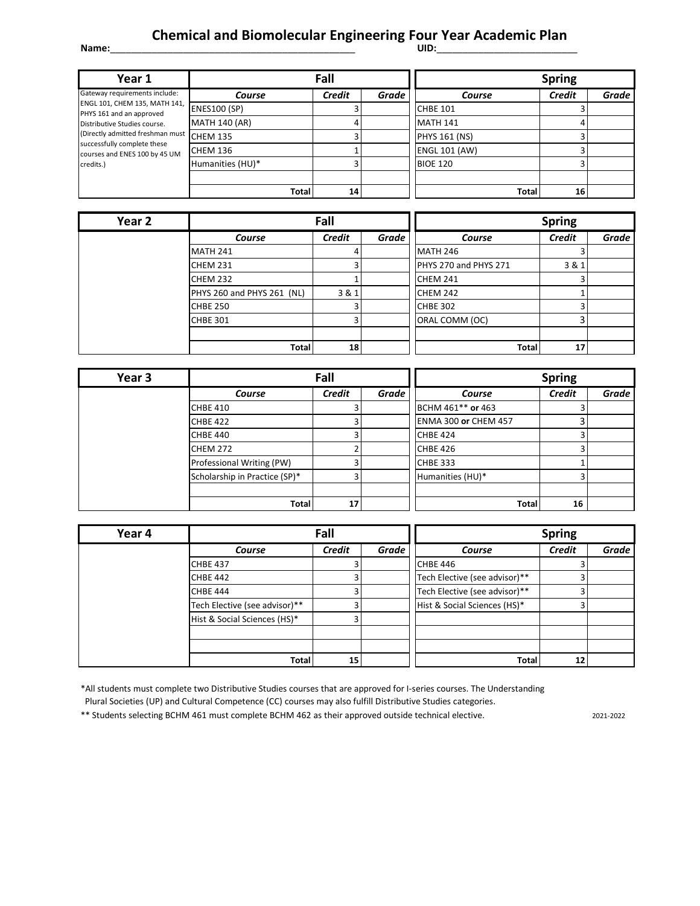# Chemical and Biomolecular Engineering Four Year Academic Plan

**Name:**_______________________________________________ **UID:**___________________________

| Year 1 | Fall | | | Spring | | |
|---|---|---|---|---|---|---|
| Gateway requirements include: ENGL 101, CHEM 135, MATH 141, PHYS 161 and an approved Distributive Studies course. (Directly admitted freshman must successfully complete these courses and ENES 100 by 45 UM credits.) | ***Course*** | ***Credit*** | ***Grade*** | ***Course*** | ***Credit*** | ***Grade*** |
| | ENES100 (SP) | 3 | | CHBE 101 | 3 | |
| | MATH 140 (AR) | 4 | | MATH 141 | 4 | |
| | CHEM 135 | 3 | | PHYS 161 (NS) | 3 | |
| | CHEM 136 | 1 | | ENGL 101 (AW) | 3 | |
| | Humanities (HU)* | 3 | | BIOE 120 | 3 | |
| | | | | | | |
| | **Total** | **14** | | **Total** | **16** | |

| Year 2 | Fall | | | Spring | | |
|---|---|---|---|---|---|---|
| | ***Course*** | ***Credit*** | ***Grade*** | ***Course*** | ***Credit*** | ***Grade*** |
| | MATH 241 | 4 | | MATH 246 | 3 | |
| | CHEM 231 | 3 | | PHYS 270 and PHYS 271 | 3 & 1 | |
| | CHEM 232 | 1 | | CHEM 241 | 3 | |
| | PHYS 260 and PHYS 261 (NL) | 3 & 1 | | CHEM 242 | 1 | |
| | CHBE 250 | 3 | | CHBE 302 | 3 | |
| | CHBE 301 | 3 | | ORAL COMM (OC) | 3 | |
| | | | | | | |
| | **Total** | **18** | | **Total** | **17** | |

| Year 3 | Fall | | | Spring | | |
|---|---|---|---|---|---|---|
| | ***Course*** | ***Credit*** | ***Grade*** | ***Course*** | ***Credit*** | ***Grade*** |
| | CHBE 410 | 3 | | BCHM 461** **or** 463 | 3 | |
| | CHBE 422 | 3 | | ENMA 300 **or** CHEM 457 | 3 | |
| | CHBE 440 | 3 | | CHBE 424 | 3 | |
| | CHEM 272 | 2 | | CHBE 426 | 3 | |
| | Professional Writing (PW) | 3 | | CHBE 333 | 1 | |
| | Scholarship in Practice (SP)* | 3 | | Humanities (HU)* | 3 | |
| | | | | | | |
| | **Total** | **17** | | **Total** | **16** | |

| Year 4 | Fall | | | Spring | | |
|---|---|---|---|---|---|---|
| | ***Course*** | ***Credit*** | ***Grade*** | ***Course*** | ***Credit*** | ***Grade*** |
| | CHBE 437 | 3 | | CHBE 446 | 3 | |
| | CHBE 442 | 3 | | Tech Elective (see advisor)** | 3 | |
| | CHBE 444 | 3 | | Tech Elective (see advisor)** | 3 | |
| | Tech Elective (see advisor)** | 3 | | Hist & Social Sciences (HS)* | 3 | |
| | Hist & Social Sciences (HS)* | 3 | | | | |
| | | | | | | |
| | | | | | | |
| | **Total** | **15** | | **Total** | **12** | |

*All students must complete two Distributive Studies courses that are approved for I-series courses. The Understanding Plural Societies (UP) and Cultural Competence (CC) courses may also fulfill Distributive Studies categories.

** Students selecting BCHM 461 must complete BCHM 462 as their approved outside technical elective.

2021-2022